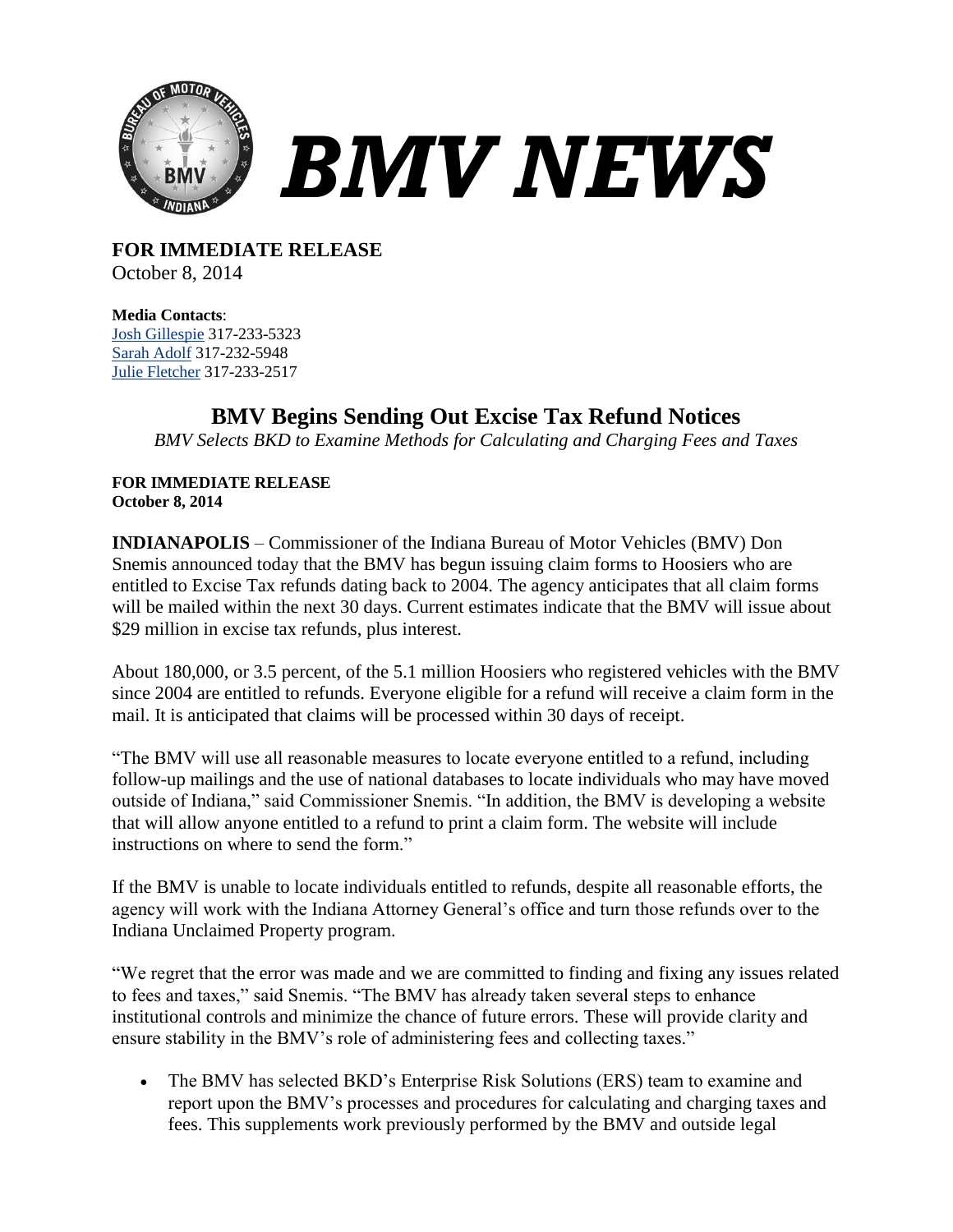# BMV NEWS

**FOR IMMEDIATE RELEASE**
October 8, 2014

**Media Contacts**:
Josh Gillespie 317-233-5323
Sarah Adolf 317-232-5948
Julie Fletcher 317-233-2517

## BMV Begins Sending Out Excise Tax Refund Notices

*BMV Selects BKD to Examine Methods for Calculating and Charging Fees and Taxes*

**FOR IMMEDIATE RELEASE**
**October 8, 2014**

**INDIANAPOLIS** – Commissioner of the Indiana Bureau of Motor Vehicles (BMV) Don Snemis announced today that the BMV has begun issuing claim forms to Hoosiers who are entitled to Excise Tax refunds dating back to 2004. The agency anticipates that all claim forms will be mailed within the next 30 days. Current estimates indicate that the BMV will issue about $29 million in excise tax refunds, plus interest.

About 180,000, or 3.5 percent, of the 5.1 million Hoosiers who registered vehicles with the BMV since 2004 are entitled to refunds. Everyone eligible for a refund will receive a claim form in the mail. It is anticipated that claims will be processed within 30 days of receipt.

"The BMV will use all reasonable measures to locate everyone entitled to a refund, including follow-up mailings and the use of national databases to locate individuals who may have moved outside of Indiana," said Commissioner Snemis. "In addition, the BMV is developing a website that will allow anyone entitled to a refund to print a claim form. The website will include instructions on where to send the form."

If the BMV is unable to locate individuals entitled to refunds, despite all reasonable efforts, the agency will work with the Indiana Attorney General's office and turn those refunds over to the Indiana Unclaimed Property program.

"We regret that the error was made and we are committed to finding and fixing any issues related to fees and taxes," said Snemis. "The BMV has already taken several steps to enhance institutional controls and minimize the chance of future errors. These will provide clarity and ensure stability in the BMV's role of administering fees and collecting taxes."

- The BMV has selected BKD's Enterprise Risk Solutions (ERS) team to examine and report upon the BMV's processes and procedures for calculating and charging taxes and fees. This supplements work previously performed by the BMV and outside legal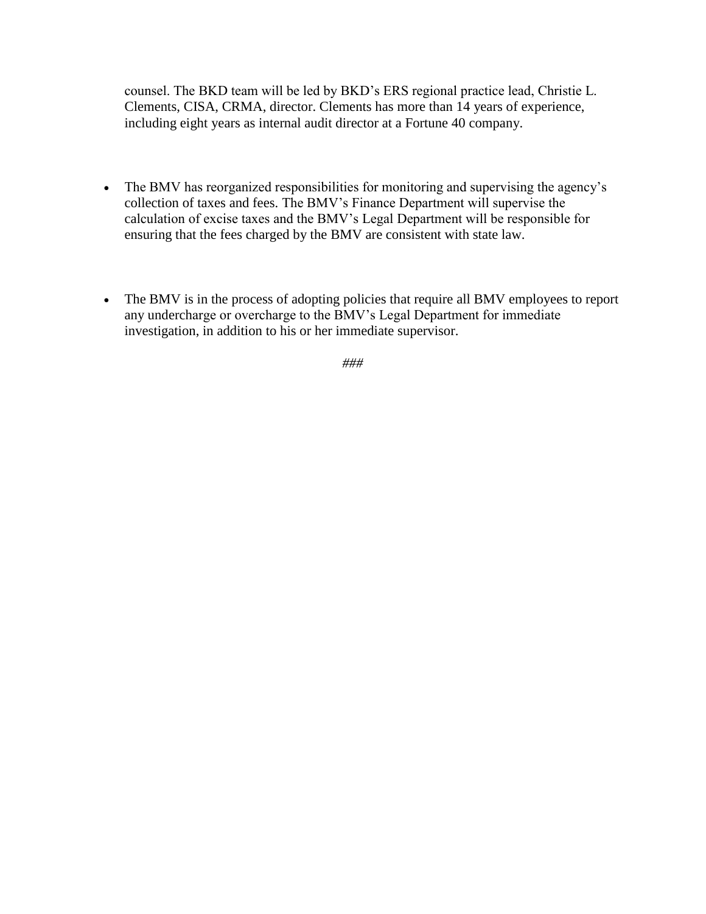counsel. The BKD team will be led by BKD's ERS regional practice lead, Christie L. Clements, CISA, CRMA, director. Clements has more than 14 years of experience, including eight years as internal audit director at a Fortune 40 company.

- The BMV has reorganized responsibilities for monitoring and supervising the agency's collection of taxes and fees. The BMV's Finance Department will supervise the calculation of excise taxes and the BMV's Legal Department will be responsible for ensuring that the fees charged by the BMV are consistent with state law.

- The BMV is in the process of adopting policies that require all BMV employees to report any undercharge or overcharge to the BMV's Legal Department for immediate investigation, in addition to his or her immediate supervisor.

###